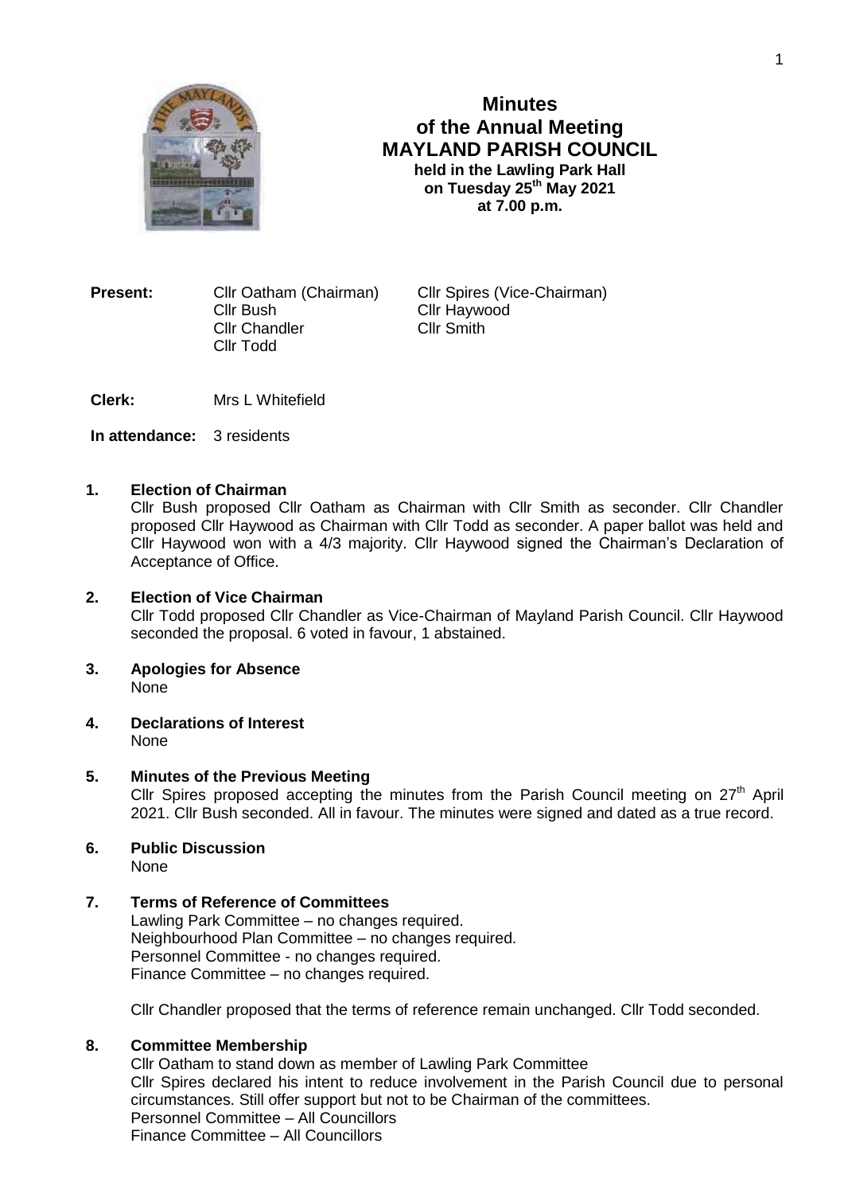# Minutes
## of the Annual Meeting
## MAYLAND PARISH COUNCIL
**held in the Lawling Park Hall**
**on Tuesday 25th May 2021**
**at 7.00 p.m.**

| **Present:** | Cllr Oatham (Chairman) | Cllr Spires (Vice-Chairman) |
|---|---|---|
| | Cllr Bush | Cllr Haywood |
| | Cllr Chandler | Cllr Smith |
| | Cllr Todd | |

**Clerk:** Mrs L Whitefield

**In attendance:** 3 residents

**1. Election of Chairman**

Cllr Bush proposed Cllr Oatham as Chairman with Cllr Smith as seconder. Cllr Chandler proposed Cllr Haywood as Chairman with Cllr Todd as seconder. A paper ballot was held and Cllr Haywood won with a 4/3 majority. Cllr Haywood signed the Chairman's Declaration of Acceptance of Office.

**2. Election of Vice Chairman**

Cllr Todd proposed Cllr Chandler as Vice-Chairman of Mayland Parish Council. Cllr Haywood seconded the proposal. 6 voted in favour, 1 abstained.

**3. Apologies for Absence**

None

**4. Declarations of Interest**

None

**5. Minutes of the Previous Meeting**

Cllr Spires proposed accepting the minutes from the Parish Council meeting on 27th April 2021. Cllr Bush seconded. All in favour. The minutes were signed and dated as a true record.

**6. Public Discussion**

None

**7. Terms of Reference of Committees**

Lawling Park Committee – no changes required.
Neighbourhood Plan Committee – no changes required.
Personnel Committee - no changes required.
Finance Committee – no changes required.

Cllr Chandler proposed that the terms of reference remain unchanged. Cllr Todd seconded.

**8. Committee Membership**

Cllr Oatham to stand down as member of Lawling Park Committee
Cllr Spires declared his intent to reduce involvement in the Parish Council due to personal circumstances. Still offer support but not to be Chairman of the committees.
Personnel Committee – All Councillors
Finance Committee – All Councillors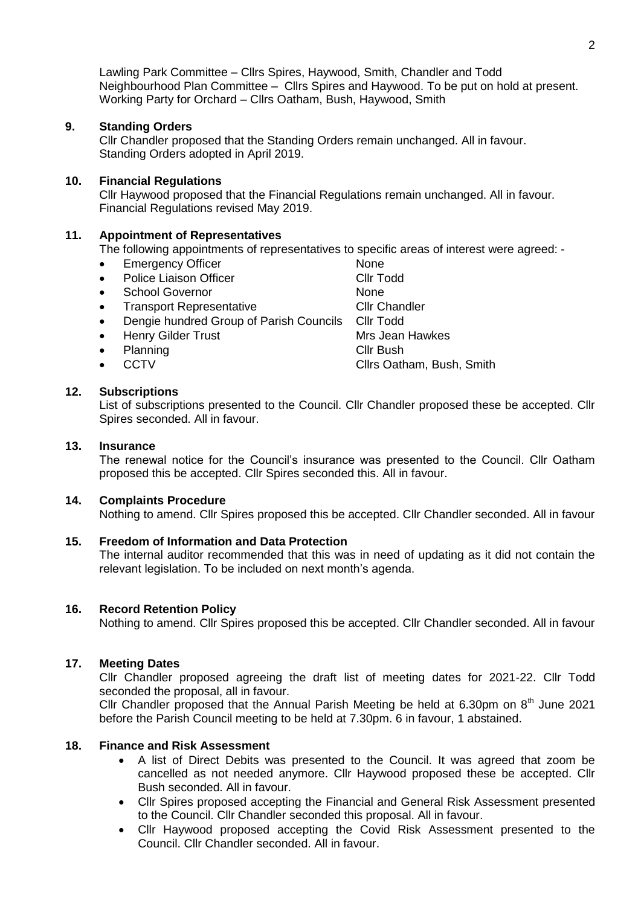Lawling Park Committee – Cllrs Spires, Haywood, Smith, Chandler and Todd
Neighbourhood Plan Committee – Cllrs Spires and Haywood. To be put on hold at present.
Working Party for Orchard – Cllrs Oatham, Bush, Haywood, Smith

**9. Standing Orders**

Cllr Chandler proposed that the Standing Orders remain unchanged. All in favour.
Standing Orders adopted in April 2019.

**10. Financial Regulations**

Cllr Haywood proposed that the Financial Regulations remain unchanged. All in favour.
Financial Regulations revised May 2019.

**11. Appointment of Representatives**

The following appointments of representatives to specific areas of interest were agreed: -

| | |
|---|---|
| • Emergency Officer | None |
| • Police Liaison Officer | Cllr Todd |
| • School Governor | None |
| • Transport Representative | Cllr Chandler |
| • Dengie hundred Group of Parish Councils | Cllr Todd |
| • Henry Gilder Trust | Mrs Jean Hawkes |
| • Planning | Cllr Bush |
| • CCTV | Cllrs Oatham, Bush, Smith |

**12. Subscriptions**

List of subscriptions presented to the Council. Cllr Chandler proposed these be accepted. Cllr Spires seconded. All in favour.

**13. Insurance**

The renewal notice for the Council's insurance was presented to the Council. Cllr Oatham proposed this be accepted. Cllr Spires seconded this. All in favour.

**14. Complaints Procedure**

Nothing to amend. Cllr Spires proposed this be accepted. Cllr Chandler seconded. All in favour

**15. Freedom of Information and Data Protection**

The internal auditor recommended that this was in need of updating as it did not contain the relevant legislation. To be included on next month's agenda.

**16. Record Retention Policy**

Nothing to amend. Cllr Spires proposed this be accepted. Cllr Chandler seconded. All in favour

**17. Meeting Dates**

Cllr Chandler proposed agreeing the draft list of meeting dates for 2021-22. Cllr Todd seconded the proposal, all in favour.

Cllr Chandler proposed that the Annual Parish Meeting be held at 6.30pm on 8th June 2021 before the Parish Council meeting to be held at 7.30pm. 6 in favour, 1 abstained.

**18. Finance and Risk Assessment**

- A list of Direct Debits was presented to the Council. It was agreed that zoom be cancelled as not needed anymore. Cllr Haywood proposed these be accepted. Cllr Bush seconded. All in favour.
- Cllr Spires proposed accepting the Financial and General Risk Assessment presented to the Council. Cllr Chandler seconded this proposal. All in favour.
- Cllr Haywood proposed accepting the Covid Risk Assessment presented to the Council. Cllr Chandler seconded. All in favour.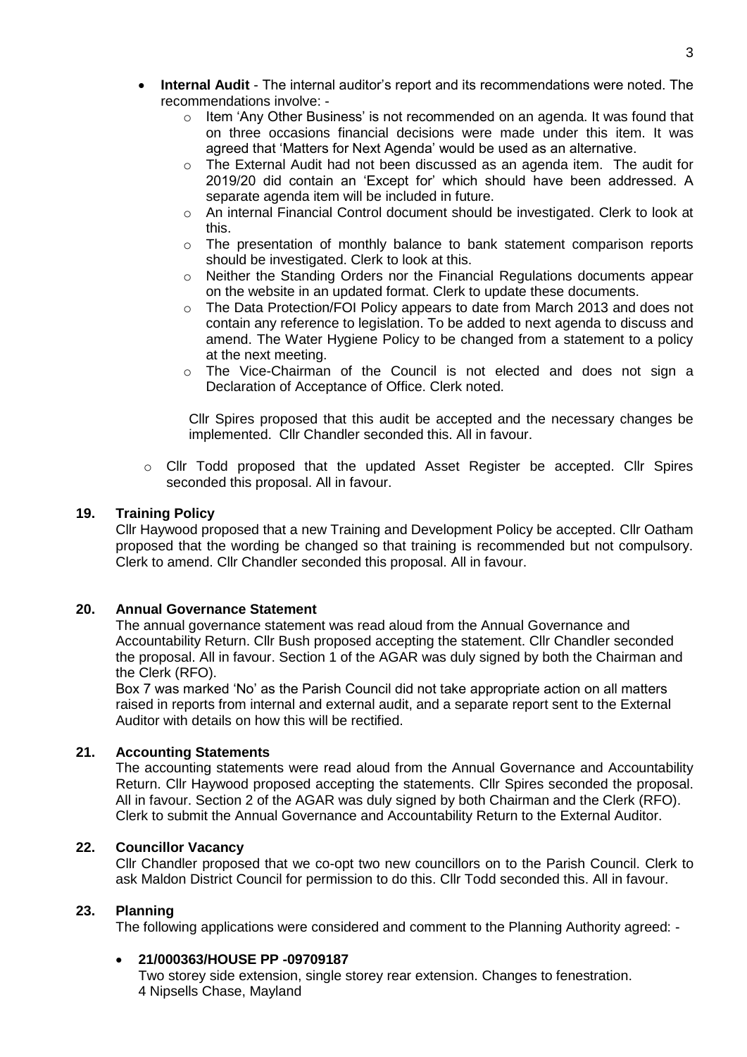- **Internal Audit** - The internal auditor's report and its recommendations were noted. The recommendations involve: -
  - Item 'Any Other Business' is not recommended on an agenda. It was found that on three occasions financial decisions were made under this item. It was agreed that 'Matters for Next Agenda' would be used as an alternative.
  - The External Audit had not been discussed as an agenda item. The audit for 2019/20 did contain an 'Except for' which should have been addressed. A separate agenda item will be included in future.
  - An internal Financial Control document should be investigated. Clerk to look at this.
  - The presentation of monthly balance to bank statement comparison reports should be investigated. Clerk to look at this.
  - Neither the Standing Orders nor the Financial Regulations documents appear on the website in an updated format. Clerk to update these documents.
  - The Data Protection/FOI Policy appears to date from March 2013 and does not contain any reference to legislation. To be added to next agenda to discuss and amend. The Water Hygiene Policy to be changed from a statement to a policy at the next meeting.
  - The Vice-Chairman of the Council is not elected and does not sign a Declaration of Acceptance of Office. Clerk noted.

  Cllr Spires proposed that this audit be accepted and the necessary changes be implemented. Cllr Chandler seconded this. All in favour.

  - Cllr Todd proposed that the updated Asset Register be accepted. Cllr Spires seconded this proposal. All in favour.

**19. Training Policy**

Cllr Haywood proposed that a new Training and Development Policy be accepted. Cllr Oatham proposed that the wording be changed so that training is recommended but not compulsory. Clerk to amend. Cllr Chandler seconded this proposal. All in favour.

**20. Annual Governance Statement**

The annual governance statement was read aloud from the Annual Governance and Accountability Return. Cllr Bush proposed accepting the statement. Cllr Chandler seconded the proposal. All in favour. Section 1 of the AGAR was duly signed by both the Chairman and the Clerk (RFO).

Box 7 was marked 'No' as the Parish Council did not take appropriate action on all matters raised in reports from internal and external audit, and a separate report sent to the External Auditor with details on how this will be rectified.

**21. Accounting Statements**

The accounting statements were read aloud from the Annual Governance and Accountability Return. Cllr Haywood proposed accepting the statements. Cllr Spires seconded the proposal. All in favour. Section 2 of the AGAR was duly signed by both Chairman and the Clerk (RFO). Clerk to submit the Annual Governance and Accountability Return to the External Auditor.

**22. Councillor Vacancy**

Cllr Chandler proposed that we co-opt two new councillors on to the Parish Council. Clerk to ask Maldon District Council for permission to do this. Cllr Todd seconded this. All in favour.

**23. Planning**

The following applications were considered and comment to the Planning Authority agreed: -

- **21/000363/HOUSE PP -09709187**

  Two storey side extension, single storey rear extension. Changes to fenestration.
  4 Nipsells Chase, Mayland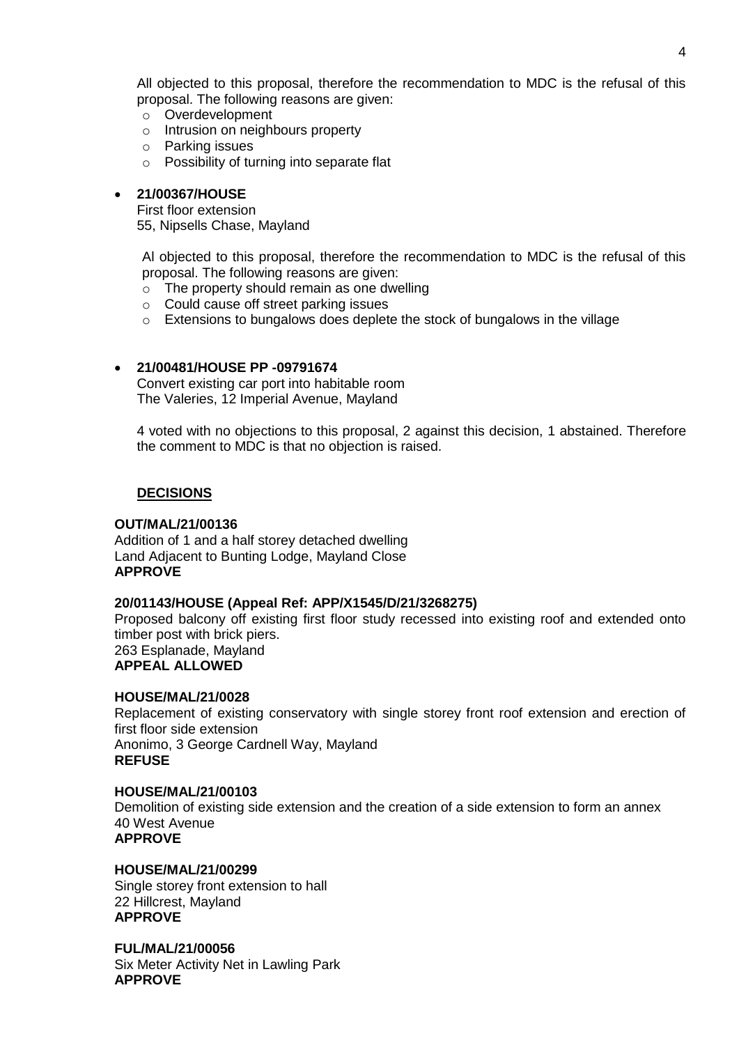All objected to this proposal, therefore the recommendation to MDC is the refusal of this proposal. The following reasons are given:

- Overdevelopment
- Intrusion on neighbours property
- Parking issues
- Possibility of turning into separate flat

- **21/00367/HOUSE**
  First floor extension
  55, Nipsells Chase, Mayland

  Al objected to this proposal, therefore the recommendation to MDC is the refusal of this proposal. The following reasons are given:
  - The property should remain as one dwelling
  - Could cause off street parking issues
  - Extensions to bungalows does deplete the stock of bungalows in the village

- **21/00481/HOUSE PP -09791674**
  Convert existing car port into habitable room
  The Valeries, 12 Imperial Avenue, Mayland

  4 voted with no objections to this proposal, 2 against this decision, 1 abstained. Therefore the comment to MDC is that no objection is raised.

**DECISIONS**

**OUT/MAL/21/00136**
Addition of 1 and a half storey detached dwelling
Land Adjacent to Bunting Lodge, Mayland Close
**APPROVE**

**20/01143/HOUSE (Appeal Ref: APP/X1545/D/21/3268275)**
Proposed balcony off existing first floor study recessed into existing roof and extended onto timber post with brick piers.
263 Esplanade, Mayland
**APPEAL ALLOWED**

**HOUSE/MAL/21/0028**
Replacement of existing conservatory with single storey front roof extension and erection of first floor side extension
Anonimo, 3 George Cardnell Way, Mayland
**REFUSE**

**HOUSE/MAL/21/00103**
Demolition of existing side extension and the creation of a side extension to form an annex
40 West Avenue
**APPROVE**

**HOUSE/MAL/21/00299**
Single storey front extension to hall
22 Hillcrest, Mayland
**APPROVE**

**FUL/MAL/21/00056**
Six Meter Activity Net in Lawling Park
**APPROVE**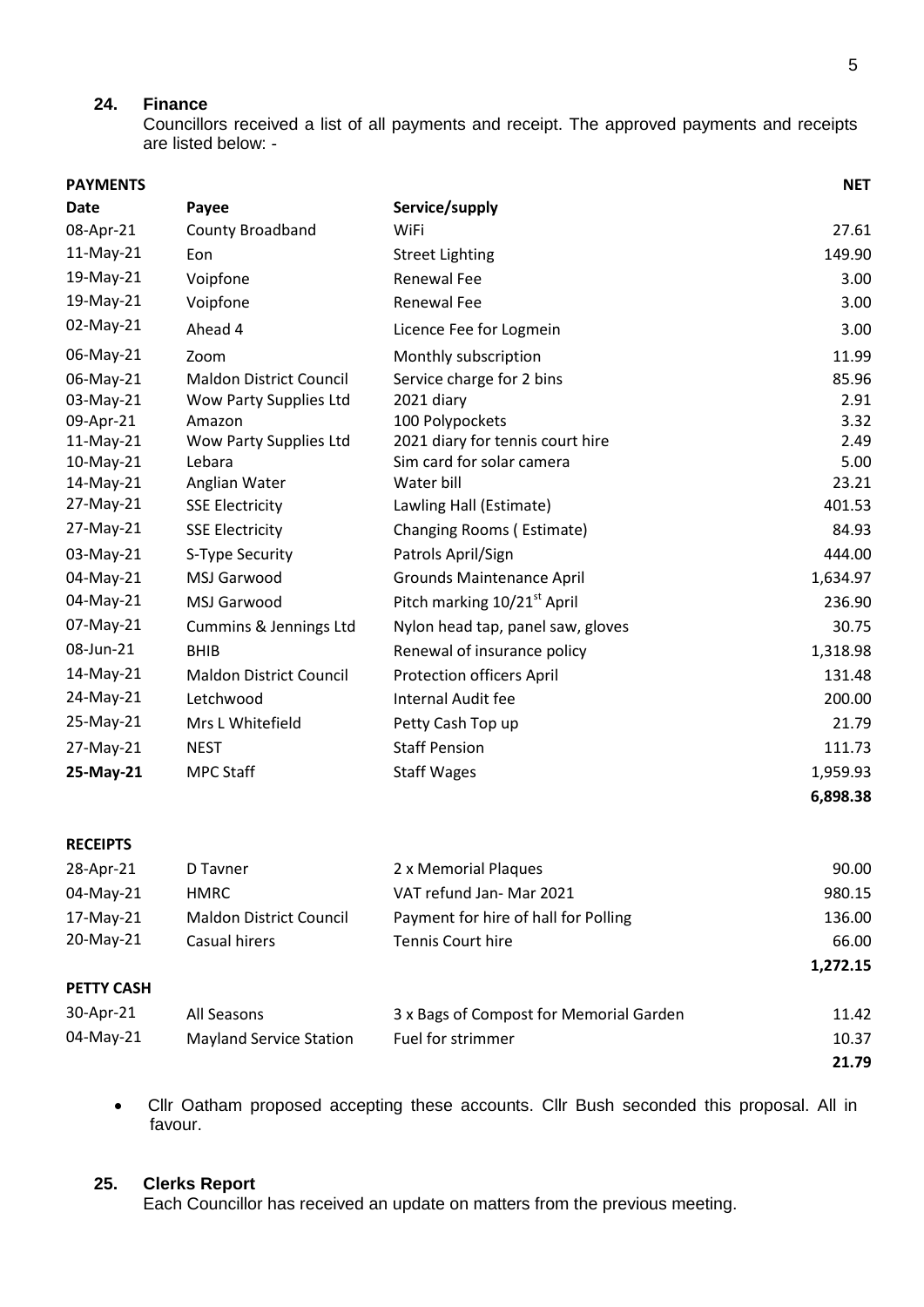## 24. Finance

Councillors received a list of all payments and receipt. The approved payments and receipts are listed below: -

| **PAYMENTS** | | | **NET** |
|---|---|---|---|
| **Date** | **Payee** | **Service/supply** | |
| 08-Apr-21 | County Broadband | WiFi | 27.61 |
| 11-May-21 | Eon | Street Lighting | 149.90 |
| 19-May-21 | Voipfone | Renewal Fee | 3.00 |
| 19-May-21 | Voipfone | Renewal Fee | 3.00 |
| 02-May-21 | Ahead 4 | Licence Fee for Logmein | 3.00 |
| 06-May-21 | Zoom | Monthly subscription | 11.99 |
| 06-May-21 | Maldon District Council | Service charge for 2 bins | 85.96 |
| 03-May-21 | Wow Party Supplies Ltd | 2021 diary | 2.91 |
| 09-Apr-21 | Amazon | 100 Polypockets | 3.32 |
| 11-May-21 | Wow Party Supplies Ltd | 2021 diary for tennis court hire | 2.49 |
| 10-May-21 | Lebara | Sim card for solar camera | 5.00 |
| 14-May-21 | Anglian Water | Water bill | 23.21 |
| 27-May-21 | SSE Electricity | Lawling Hall (Estimate) | 401.53 |
| 27-May-21 | SSE Electricity | Changing Rooms ( Estimate) | 84.93 |
| 03-May-21 | S-Type Security | Patrols April/Sign | 444.00 |
| 04-May-21 | MSJ Garwood | Grounds Maintenance April | 1,634.97 |
| 04-May-21 | MSJ Garwood | Pitch marking 10/21st April | 236.90 |
| 07-May-21 | Cummins & Jennings Ltd | Nylon head tap, panel saw, gloves | 30.75 |
| 08-Jun-21 | BHIB | Renewal of insurance policy | 1,318.98 |
| 14-May-21 | Maldon District Council | Protection officers April | 131.48 |
| 24-May-21 | Letchwood | Internal Audit fee | 200.00 |
| 25-May-21 | Mrs L Whitefield | Petty Cash Top up | 21.79 |
| 27-May-21 | NEST | Staff Pension | 111.73 |
| **25-May-21** | MPC Staff | Staff Wages | 1,959.93 |
| | | | **6,898.38** |

| **RECEIPTS** | | | |
|---|---|---|---|
| 28-Apr-21 | D Tavner | 2 x Memorial Plaques | 90.00 |
| 04-May-21 | HMRC | VAT refund Jan- Mar 2021 | 980.15 |
| 17-May-21 | Maldon District Council | Payment for hire of hall for Polling | 136.00 |
| 20-May-21 | Casual hirers | Tennis Court hire | 66.00 |
| | | | **1,272.15** |

| **PETTY CASH** | | | |
|---|---|---|---|
| 30-Apr-21 | All Seasons | 3 x Bags of Compost for Memorial Garden | 11.42 |
| 04-May-21 | Mayland Service Station | Fuel for strimmer | 10.37 |
| | | | **21.79** |

- Cllr Oatham proposed accepting these accounts. Cllr Bush seconded this proposal. All in favour.

## 25. Clerks Report

Each Councillor has received an update on matters from the previous meeting.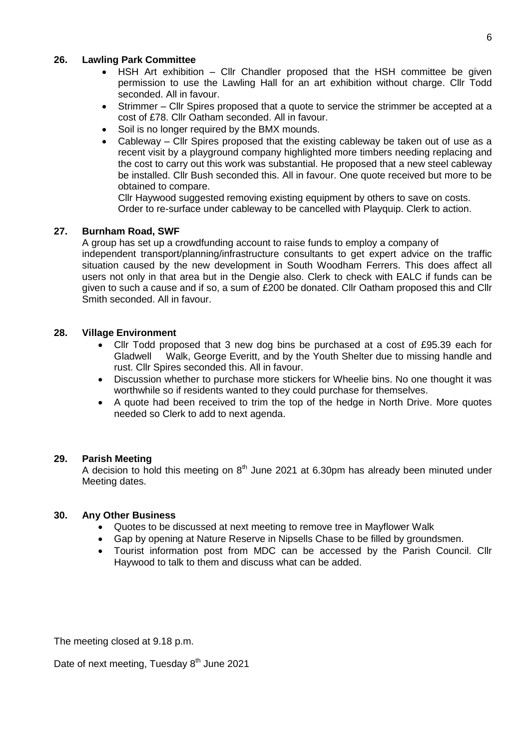**26. Lawling Park Committee**

- HSH Art exhibition – Cllr Chandler proposed that the HSH committee be given permission to use the Lawling Hall for an art exhibition without charge. Cllr Todd seconded. All in favour.
- Strimmer – Cllr Spires proposed that a quote to service the strimmer be accepted at a cost of £78. Cllr Oatham seconded. All in favour.
- Soil is no longer required by the BMX mounds.
- Cableway – Cllr Spires proposed that the existing cableway be taken out of use as a recent visit by a playground company highlighted more timbers needing replacing and the cost to carry out this work was substantial. He proposed that a new steel cableway be installed. Cllr Bush seconded this. All in favour. One quote received but more to be obtained to compare.
  Cllr Haywood suggested removing existing equipment by others to save on costs.
  Order to re-surface under cableway to be cancelled with Playquip. Clerk to action.

**27. Burnham Road, SWF**

A group has set up a crowdfunding account to raise funds to employ a company of independent transport/planning/infrastructure consultants to get expert advice on the traffic situation caused by the new development in South Woodham Ferrers. This does affect all users not only in that area but in the Dengie also. Clerk to check with EALC if funds can be given to such a cause and if so, a sum of £200 be donated. Cllr Oatham proposed this and Cllr Smith seconded. All in favour.

**28. Village Environment**

- Cllr Todd proposed that 3 new dog bins be purchased at a cost of £95.39 each for Gladwell Walk, George Everitt, and by the Youth Shelter due to missing handle and rust. Cllr Spires seconded this. All in favour.
- Discussion whether to purchase more stickers for Wheelie bins. No one thought it was worthwhile so if residents wanted to they could purchase for themselves.
- A quote had been received to trim the top of the hedge in North Drive. More quotes needed so Clerk to add to next agenda.

**29. Parish Meeting**

A decision to hold this meeting on 8th June 2021 at 6.30pm has already been minuted under Meeting dates.

**30. Any Other Business**

- Quotes to be discussed at next meeting to remove tree in Mayflower Walk
- Gap by opening at Nature Reserve in Nipsells Chase to be filled by groundsmen.
- Tourist information post from MDC can be accessed by the Parish Council. Cllr Haywood to talk to them and discuss what can be added.

The meeting closed at 9.18 p.m.

Date of next meeting, Tuesday 8th June 2021